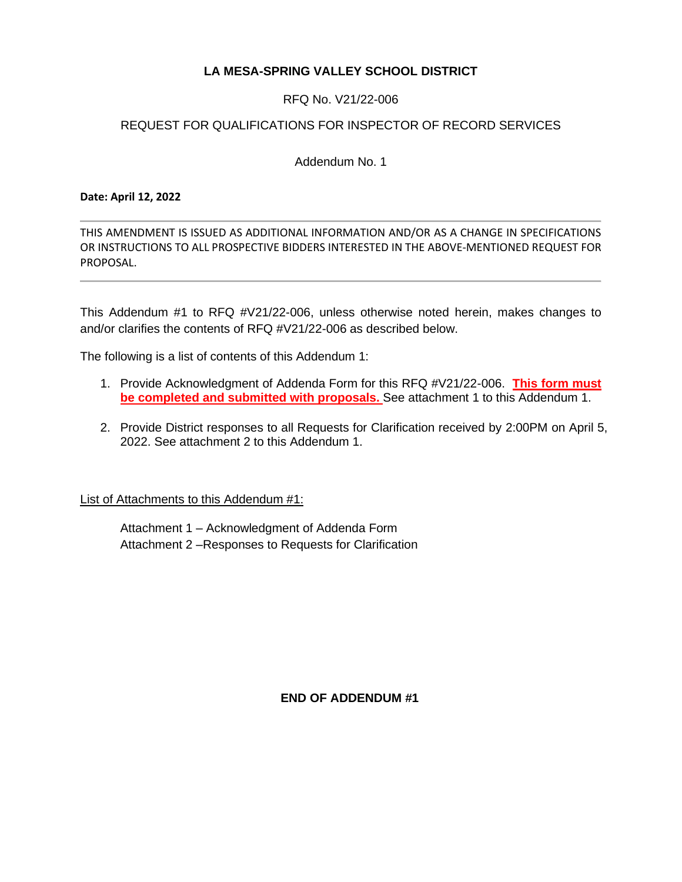# LA MESA-SPRING VALLEY SCHOOL DISTRICT

RFQ No. V21/22-006

REQUEST FOR QUALIFICATIONS FOR INSPECTOR OF RECORD SERVICES

Addendum No. 1

**Date: April 12, 2022**

---

THIS AMENDMENT IS ISSUED AS ADDITIONAL INFORMATION AND/OR AS A CHANGE IN SPECIFICATIONS OR INSTRUCTIONS TO ALL PROSPECTIVE BIDDERS INTERESTED IN THE ABOVE-MENTIONED REQUEST FOR PROPOSAL.

---

This Addendum #1 to RFQ #V21/22-006, unless otherwise noted herein, makes changes to and/or clarifies the contents of RFQ #V21/22-006 as described below.

The following is a list of contents of this Addendum 1:

1. Provide Acknowledgment of Addenda Form for this RFQ #V21/22-006. **This form must be completed and submitted with proposals.** See attachment 1 to this Addendum 1.

2. Provide District responses to all Requests for Clarification received by 2:00PM on April 5, 2022. See attachment 2 to this Addendum 1.

List of Attachments to this Addendum #1:

Attachment 1 – Acknowledgment of Addenda Form
Attachment 2 –Responses to Requests for Clarification

**END OF ADDENDUM #1**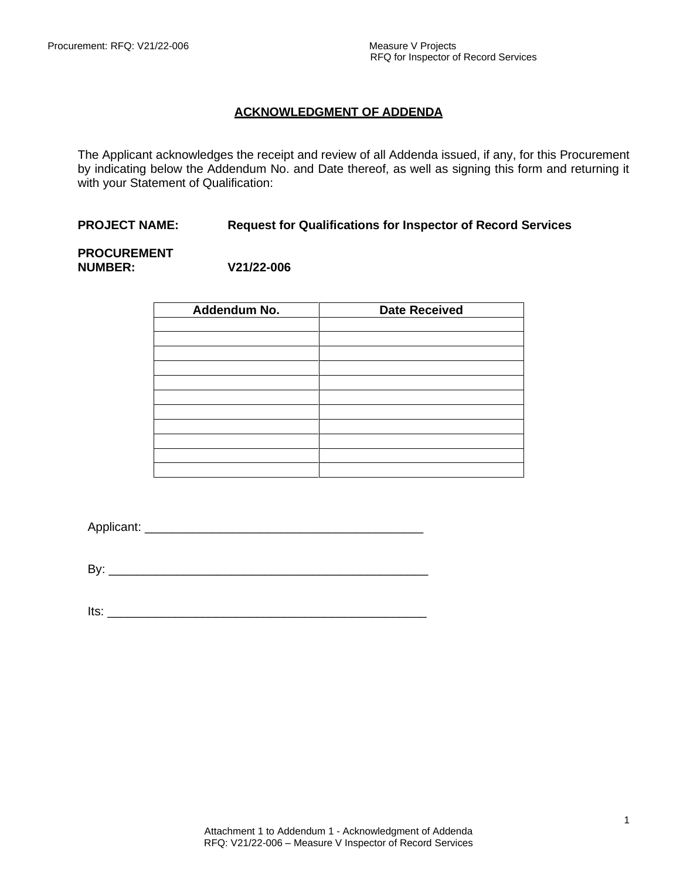## ACKNOWLEDGMENT OF ADDENDA

The Applicant acknowledges the receipt and review of all Addenda issued, if any, for this Procurement by indicating below the Addendum No. and Date thereof, as well as signing this form and returning it with your Statement of Qualification:

**PROJECT NAME:** **Request for Qualifications for Inspector of Record Services**

**PROCUREMENT NUMBER:** **V21/22-006**

| Addendum No. | Date Received |
|---|---|
| | |
| | |
| | |
| | |
| | |
| | |
| | |
| | |
| | |
| | |
| | |

Applicant: ________________________________________

By: ________________________________________________

Its: ________________________________________________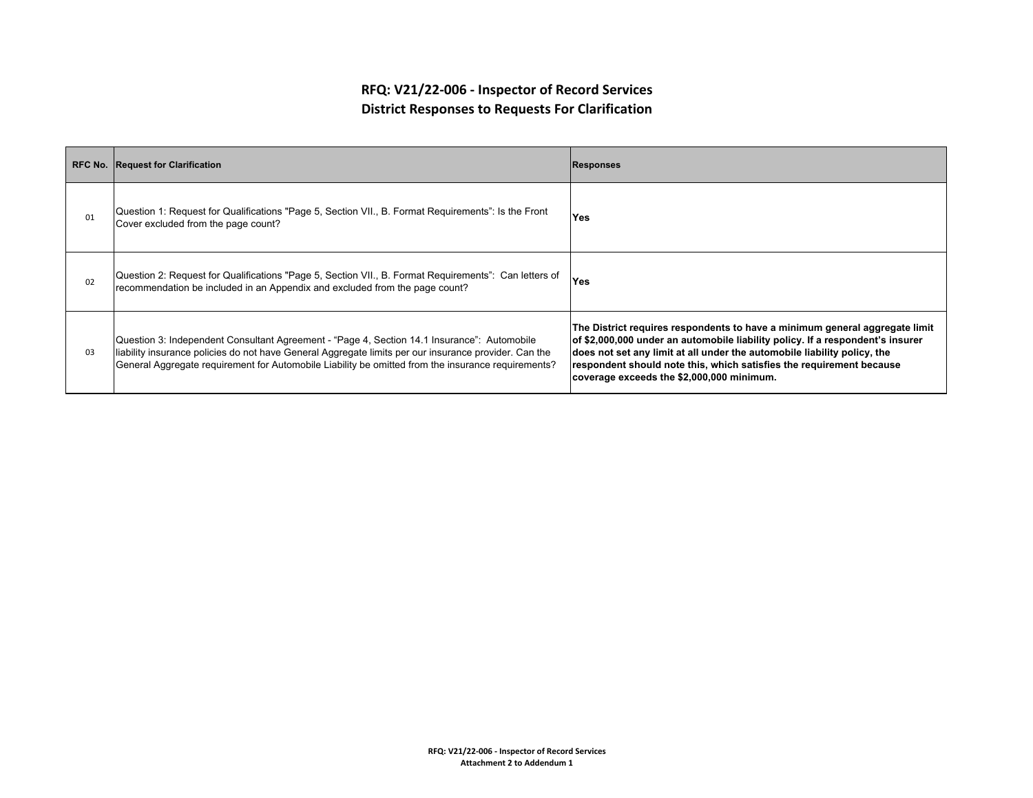# RFQ: V21/22-006 - Inspector of Record Services
## District Responses to Requests For Clarification

| RFC No. | Request for Clarification | Responses |
|---|---|---|
| 01 | Question 1: Request for Qualifications "Page 5, Section VII., B. Format Requirements": Is the Front Cover excluded from the page count? | **Yes** |
| 02 | Question 2: Request for Qualifications "Page 5, Section VII., B. Format Requirements": Can letters of recommendation be included in an Appendix and excluded from the page count? | **Yes** |
| 03 | Question 3: Independent Consultant Agreement - "Page 4, Section 14.1 Insurance": Automobile liability insurance policies do not have General Aggregate limits per our insurance provider. Can the General Aggregate requirement for Automobile Liability be omitted from the insurance requirements? | **The District requires respondents to have a minimum general aggregate limit of $2,000,000 under an automobile liability policy. If a respondent's insurer does not set any limit at all under the automobile liability policy, the respondent should note this, which satisfies the requirement because coverage exceeds the $2,000,000 minimum.** |

**RFQ: V21/22-006 - Inspector of Record Services**
**Attachment 2 to Addendum 1**